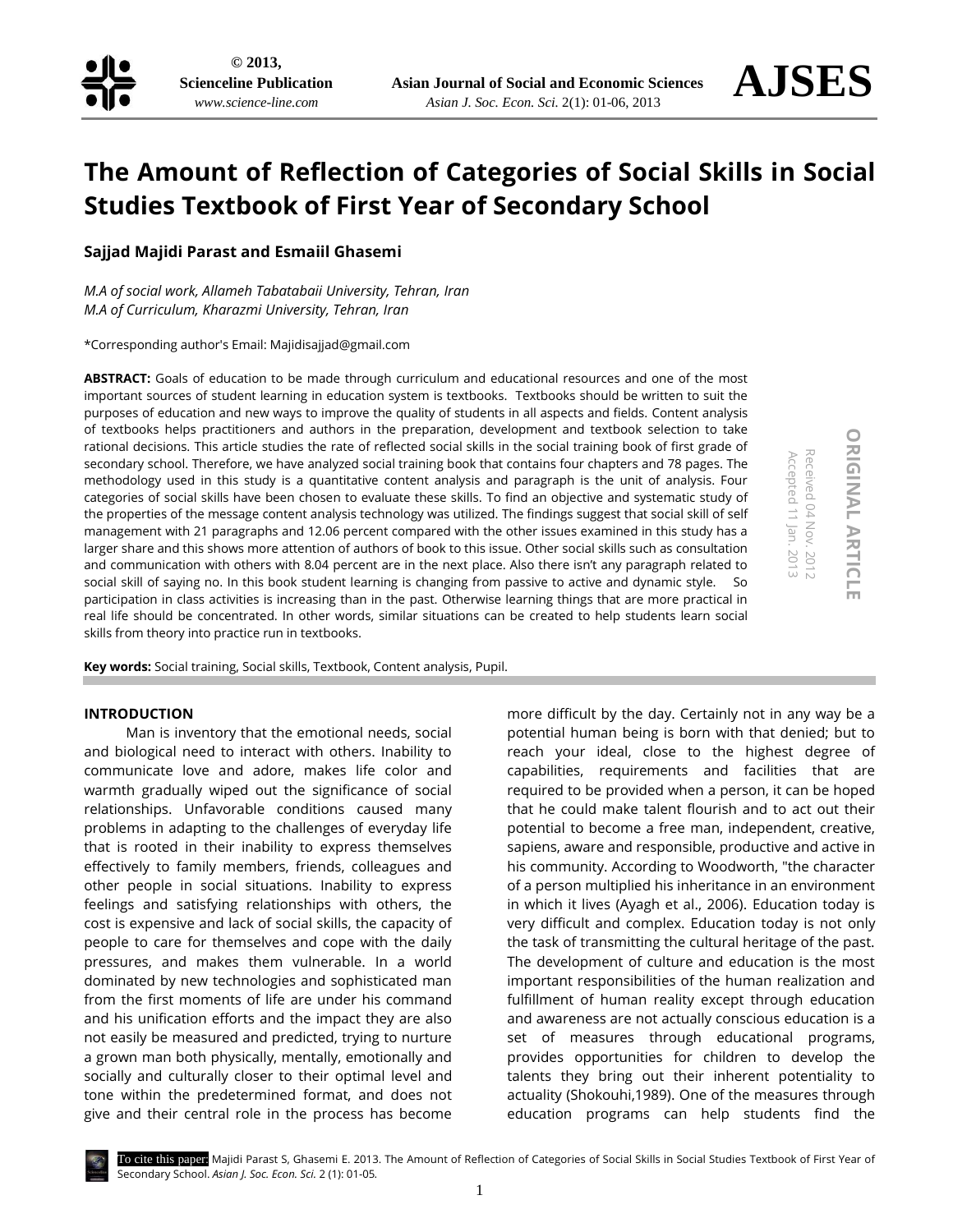# The Amount of Reflection of Categories of Social Skills in Social Studies Textbook of First Year of Secondary School

**Sajjad Majidi Parast and Esmaiil Ghasemi**

*M.A of social work, Allameh Tabatabaii University, Tehran, Iran*
*M.A of Curriculum, Kharazmi University, Tehran, Iran*

*Corresponding author's Email: Majidisajjad@gmail.com

ORIGINAL ARTICLE

Received 04 Nov. 2012
Accepted 11 Jan. 2013

**ABSTRACT:** Goals of education to be made through curriculum and educational resources and one of the most important sources of student learning in education system is textbooks. Textbooks should be written to suit the purposes of education and new ways to improve the quality of students in all aspects and fields. Content analysis of textbooks helps practitioners and authors in the preparation, development and textbook selection to take rational decisions. This article studies the rate of reflected social skills in the social training book of first grade of secondary school. Therefore, we have analyzed social training book that contains four chapters and 78 pages. The methodology used in this study is a quantitative content analysis and paragraph is the unit of analysis. Four categories of social skills have been chosen to evaluate these skills. To find an objective and systematic study of the properties of the message content analysis technology was utilized. The findings suggest that social skill of self management with 21 paragraphs and 12.06 percent compared with the other issues examined in this study has a larger share and this shows more attention of authors of book to this issue. Other social skills such as consultation and communication with others with 8.04 percent are in the next place. Also there isn't any paragraph related to social skill of saying no. In this book student learning is changing from passive to active and dynamic style. So participation in class activities is increasing than in the past. Otherwise learning things that are more practical in real life should be concentrated. In other words, similar situations can be created to help students learn social skills from theory into practice run in textbooks.

**Key words:** Social training, Social skills, Textbook, Content analysis, Pupil.

## INTRODUCTION

Man is inventory that the emotional needs, social and biological need to interact with others. Inability to communicate love and adore, makes life color and warmth gradually wiped out the significance of social relationships. Unfavorable conditions caused many problems in adapting to the challenges of everyday life that is rooted in their inability to express themselves effectively to family members, friends, colleagues and other people in social situations. Inability to express feelings and satisfying relationships with others, the cost is expensive and lack of social skills, the capacity of people to care for themselves and cope with the daily pressures, and makes them vulnerable. In a world dominated by new technologies and sophisticated man from the first moments of life are under his command and his unification efforts and the impact they are also not easily be measured and predicted, trying to nurture a grown man both physically, mentally, emotionally and socially and culturally closer to their optimal level and tone within the predetermined format, and does not give and their central role in the process has become more difficult by the day. Certainly not in any way be a potential human being is born with that denied; but to reach your ideal, close to the highest degree of capabilities, requirements and facilities that are required to be provided when a person, it can be hoped that he could make talent flourish and to act out their potential to become a free man, independent, creative, sapiens, aware and responsible, productive and active in his community. According to Woodworth, "the character of a person multiplied his inheritance in an environment in which it lives (Ayagh et al., 2006). Education today is very difficult and complex. Education today is not only the task of transmitting the cultural heritage of the past. The development of culture and education is the most important responsibilities of the human realization and fulfillment of human reality except through education and awareness are not actually conscious education is a set of measures through educational programs, provides opportunities for children to develop the talents they bring out their inherent potentiality to actuality (Shokouhi,1989). One of the measures through education programs can help students find the

To cite this paper: Majidi Parast S, Ghasemi E. 2013. The Amount of Reflection of Categories of Social Skills in Social Studies Textbook of First Year of Secondary School. *Asian J. Soc. Econ. Sci.* 2 (1): 01-05.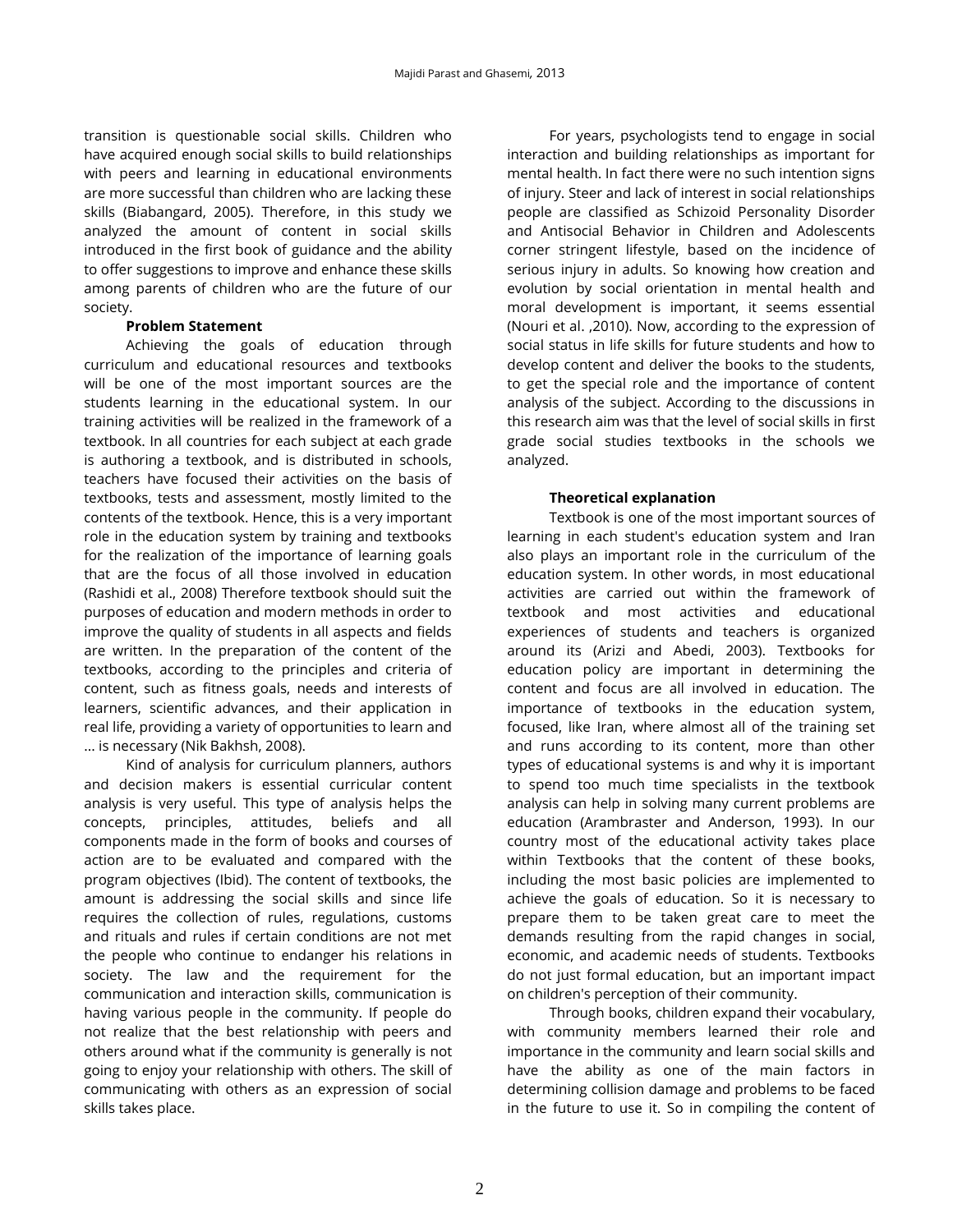transition is questionable social skills. Children who have acquired enough social skills to build relationships with peers and learning in educational environments are more successful than children who are lacking these skills (Biabangard, 2005). Therefore, in this study we analyzed the amount of content in social skills introduced in the first book of guidance and the ability to offer suggestions to improve and enhance these skills among parents of children who are the future of our society.

**Problem Statement**

Achieving the goals of education through curriculum and educational resources and textbooks will be one of the most important sources are the students learning in the educational system. In our training activities will be realized in the framework of a textbook. In all countries for each subject at each grade is authoring a textbook, and is distributed in schools, teachers have focused their activities on the basis of textbooks, tests and assessment, mostly limited to the contents of the textbook. Hence, this is a very important role in the education system by training and textbooks for the realization of the importance of learning goals that are the focus of all those involved in education (Rashidi et al., 2008) Therefore textbook should suit the purposes of education and modern methods in order to improve the quality of students in all aspects and fields are written. In the preparation of the content of the textbooks, according to the principles and criteria of content, such as fitness goals, needs and interests of learners, scientific advances, and their application in real life, providing a variety of opportunities to learn and ... is necessary (Nik Bakhsh, 2008).

Kind of analysis for curriculum planners, authors and decision makers is essential curricular content analysis is very useful. This type of analysis helps the concepts, principles, attitudes, beliefs and all components made in the form of books and courses of action are to be evaluated and compared with the program objectives (Ibid). The content of textbooks, the amount is addressing the social skills and since life requires the collection of rules, regulations, customs and rituals and rules if certain conditions are not met the people who continue to endanger his relations in society. The law and the requirement for the communication and interaction skills, communication is having various people in the community. If people do not realize that the best relationship with peers and others around what if the community is generally is not going to enjoy your relationship with others. The skill of communicating with others as an expression of social skills takes place.

For years, psychologists tend to engage in social interaction and building relationships as important for mental health. In fact there were no such intention signs of injury. Steer and lack of interest in social relationships people are classified as Schizoid Personality Disorder and Antisocial Behavior in Children and Adolescents corner stringent lifestyle, based on the incidence of serious injury in adults. So knowing how creation and evolution by social orientation in mental health and moral development is important, it seems essential (Nouri et al. ,2010). Now, according to the expression of social status in life skills for future students and how to develop content and deliver the books to the students, to get the special role and the importance of content analysis of the subject. According to the discussions in this research aim was that the level of social skills in first grade social studies textbooks in the schools we analyzed.

**Theoretical explanation**

Textbook is one of the most important sources of learning in each student's education system and Iran also plays an important role in the curriculum of the education system. In other words, in most educational activities are carried out within the framework of textbook and most activities and educational experiences of students and teachers is organized around its (Arizi and Abedi, 2003). Textbooks for education policy are important in determining the content and focus are all involved in education. The importance of textbooks in the education system, focused, like Iran, where almost all of the training set and runs according to its content, more than other types of educational systems is and why it is important to spend too much time specialists in the textbook analysis can help in solving many current problems are education (Arambraster and Anderson, 1993). In our country most of the educational activity takes place within Textbooks that the content of these books, including the most basic policies are implemented to achieve the goals of education. So it is necessary to prepare them to be taken great care to meet the demands resulting from the rapid changes in social, economic, and academic needs of students. Textbooks do not just formal education, but an important impact on children's perception of their community.

Through books, children expand their vocabulary, with community members learned their role and importance in the community and learn social skills and have the ability as one of the main factors in determining collision damage and problems to be faced in the future to use it. So in compiling the content of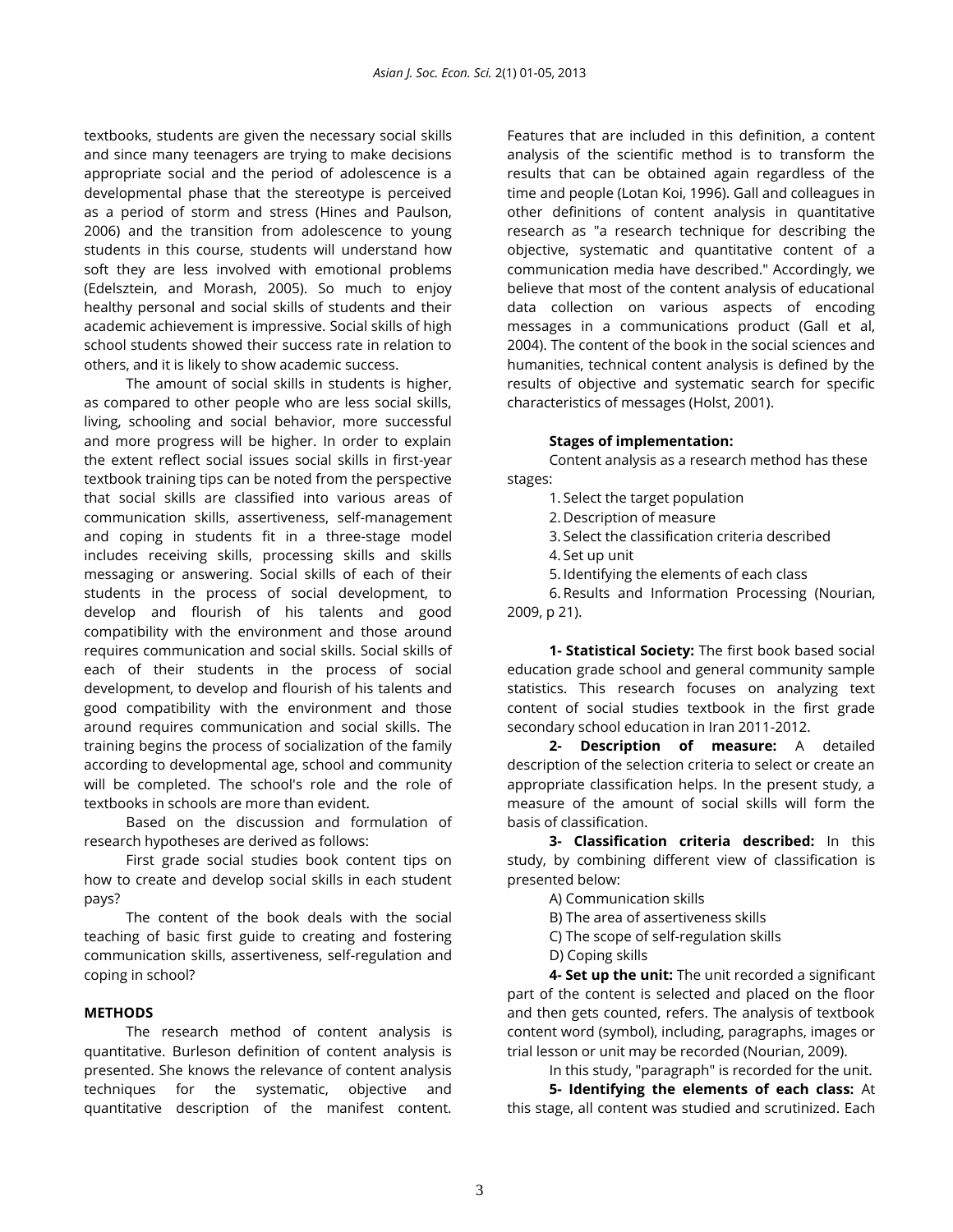textbooks, students are given the necessary social skills and since many teenagers are trying to make decisions appropriate social and the period of adolescence is a developmental phase that the stereotype is perceived as a period of storm and stress (Hines and Paulson, 2006) and the transition from adolescence to young students in this course, students will understand how soft they are less involved with emotional problems (Edelsztein, and Morash, 2005). So much to enjoy healthy personal and social skills of students and their academic achievement is impressive. Social skills of high school students showed their success rate in relation to others, and it is likely to show academic success.

The amount of social skills in students is higher, as compared to other people who are less social skills, living, schooling and social behavior, more successful and more progress will be higher. In order to explain the extent reflect social issues social skills in first-year textbook training tips can be noted from the perspective that social skills are classified into various areas of communication skills, assertiveness, self-management and coping in students fit in a three-stage model includes receiving skills, processing skills and skills messaging or answering. Social skills of each of their students in the process of social development, to develop and flourish of his talents and good compatibility with the environment and those around requires communication and social skills. Social skills of each of their students in the process of social development, to develop and flourish of his talents and good compatibility with the environment and those around requires communication and social skills. The training begins the process of socialization of the family according to developmental age, school and community will be completed. The school's role and the role of textbooks in schools are more than evident.

Based on the discussion and formulation of research hypotheses are derived as follows:

First grade social studies book content tips on how to create and develop social skills in each student pays?

The content of the book deals with the social teaching of basic first guide to creating and fostering communication skills, assertiveness, self-regulation and coping in school?

## METHODS

The research method of content analysis is quantitative. Burleson definition of content analysis is presented. She knows the relevance of content analysis techniques for the systematic, objective and quantitative description of the manifest content. Features that are included in this definition, a content analysis of the scientific method is to transform the results that can be obtained again regardless of the time and people (Lotan Koi, 1996). Gall and colleagues in other definitions of content analysis in quantitative research as "a research technique for describing the objective, systematic and quantitative content of a communication media have described." Accordingly, we believe that most of the content analysis of educational data collection on various aspects of encoding messages in a communications product (Gall et al, 2004). The content of the book in the social sciences and humanities, technical content analysis is defined by the results of objective and systematic search for specific characteristics of messages (Holst, 2001).

### Stages of implementation:

Content analysis as a research method has these stages:

1. Select the target population
2. Description of measure
3. Select the classification criteria described
4. Set up unit
5. Identifying the elements of each class
6. Results and Information Processing (Nourian, 2009, p 21).

**1- Statistical Society:** The first book based social education grade school and general community sample statistics. This research focuses on analyzing text content of social studies textbook in the first grade secondary school education in Iran 2011-2012.

**2- Description of measure:** A detailed description of the selection criteria to select or create an appropriate classification helps. In the present study, a measure of the amount of social skills will form the basis of classification.

**3- Classification criteria described:** In this study, by combining different view of classification is presented below:

A) Communication skills

B) The area of assertiveness skills

C) The scope of self-regulation skills

D) Coping skills

**4- Set up the unit:** The unit recorded a significant part of the content is selected and placed on the floor and then gets counted, refers. The analysis of textbook content word (symbol), including, paragraphs, images or trial lesson or unit may be recorded (Nourian, 2009).

In this study, "paragraph" is recorded for the unit.

**5- Identifying the elements of each class:** At this stage, all content was studied and scrutinized. Each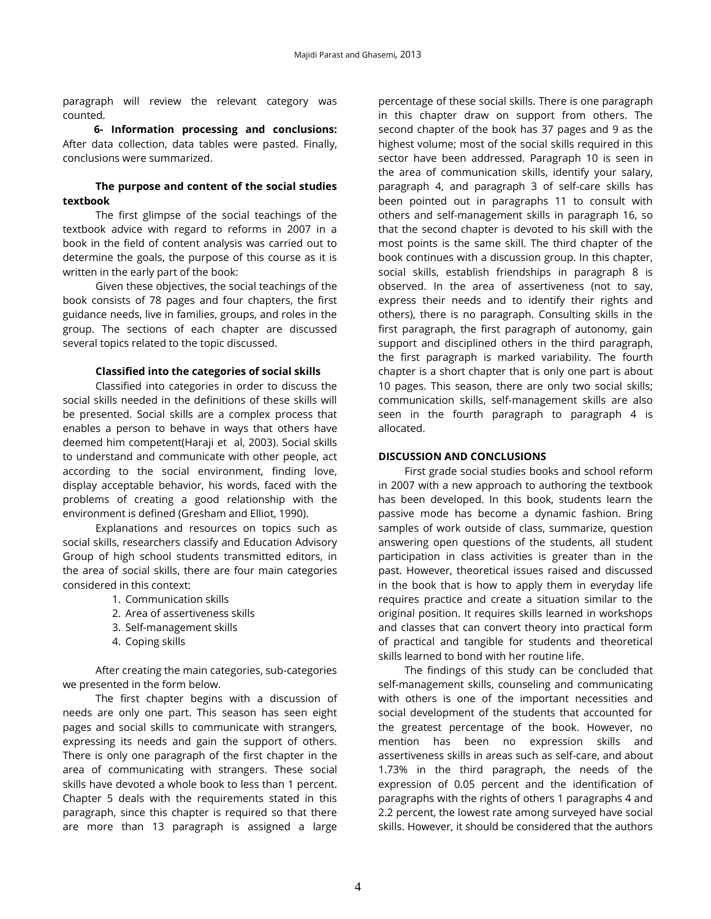paragraph will review the relevant category was counted.

**6- Information processing and conclusions:** After data collection, data tables were pasted. Finally, conclusions were summarized.

### The purpose and content of the social studies textbook

The first glimpse of the social teachings of the textbook advice with regard to reforms in 2007 in a book in the field of content analysis was carried out to determine the goals, the purpose of this course as it is written in the early part of the book:

Given these objectives, the social teachings of the book consists of 78 pages and four chapters, the first guidance needs, live in families, groups, and roles in the group. The sections of each chapter are discussed several topics related to the topic discussed.

### Classified into the categories of social skills

Classified into categories in order to discuss the social skills needed in the definitions of these skills will be presented. Social skills are a complex process that enables a person to behave in ways that others have deemed him competent(Haraji et al, 2003). Social skills to understand and communicate with other people, act according to the social environment, finding love, display acceptable behavior, his words, faced with the problems of creating a good relationship with the environment is defined (Gresham and Elliot, 1990).

Explanations and resources on topics such as social skills, researchers classify and Education Advisory Group of high school students transmitted editors, in the area of social skills, there are four main categories considered in this context:

1. Communication skills
2. Area of assertiveness skills
3. Self-management skills
4. Coping skills

After creating the main categories, sub-categories we presented in the form below.

The first chapter begins with a discussion of needs are only one part. This season has seen eight pages and social skills to communicate with strangers, expressing its needs and gain the support of others. There is only one paragraph of the first chapter in the area of communicating with strangers. These social skills have devoted a whole book to less than 1 percent. Chapter 5 deals with the requirements stated in this paragraph, since this chapter is required so that there are more than 13 paragraph is assigned a large percentage of these social skills. There is one paragraph in this chapter draw on support from others. The second chapter of the book has 37 pages and 9 as the highest volume; most of the social skills required in this sector have been addressed. Paragraph 10 is seen in the area of communication skills, identify your salary, paragraph 4, and paragraph 3 of self-care skills has been pointed out in paragraphs 11 to consult with others and self-management skills in paragraph 16, so that the second chapter is devoted to his skill with the most points is the same skill. The third chapter of the book continues with a discussion group. In this chapter, social skills, establish friendships in paragraph 8 is observed. In the area of assertiveness (not to say, express their needs and to identify their rights and others), there is no paragraph. Consulting skills in the first paragraph, the first paragraph of autonomy, gain support and disciplined others in the third paragraph, the first paragraph is marked variability. The fourth chapter is a short chapter that is only one part is about 10 pages. This season, there are only two social skills; communication skills, self-management skills are also seen in the fourth paragraph to paragraph 4 is allocated.

## DISCUSSION AND CONCLUSIONS

First grade social studies books and school reform in 2007 with a new approach to authoring the textbook has been developed. In this book, students learn the passive mode has become a dynamic fashion. Bring samples of work outside of class, summarize, question answering open questions of the students, all student participation in class activities is greater than in the past. However, theoretical issues raised and discussed in the book that is how to apply them in everyday life requires practice and create a situation similar to the original position. It requires skills learned in workshops and classes that can convert theory into practical form of practical and tangible for students and theoretical skills learned to bond with her routine life.

The findings of this study can be concluded that self-management skills, counseling and communicating with others is one of the important necessities and social development of the students that accounted for the greatest percentage of the book. However, no mention has been no expression skills and assertiveness skills in areas such as self-care, and about 1.73% in the third paragraph, the needs of the expression of 0.05 percent and the identification of paragraphs with the rights of others 1 paragraphs 4 and 2.2 percent, the lowest rate among surveyed have social skills. However, it should be considered that the authors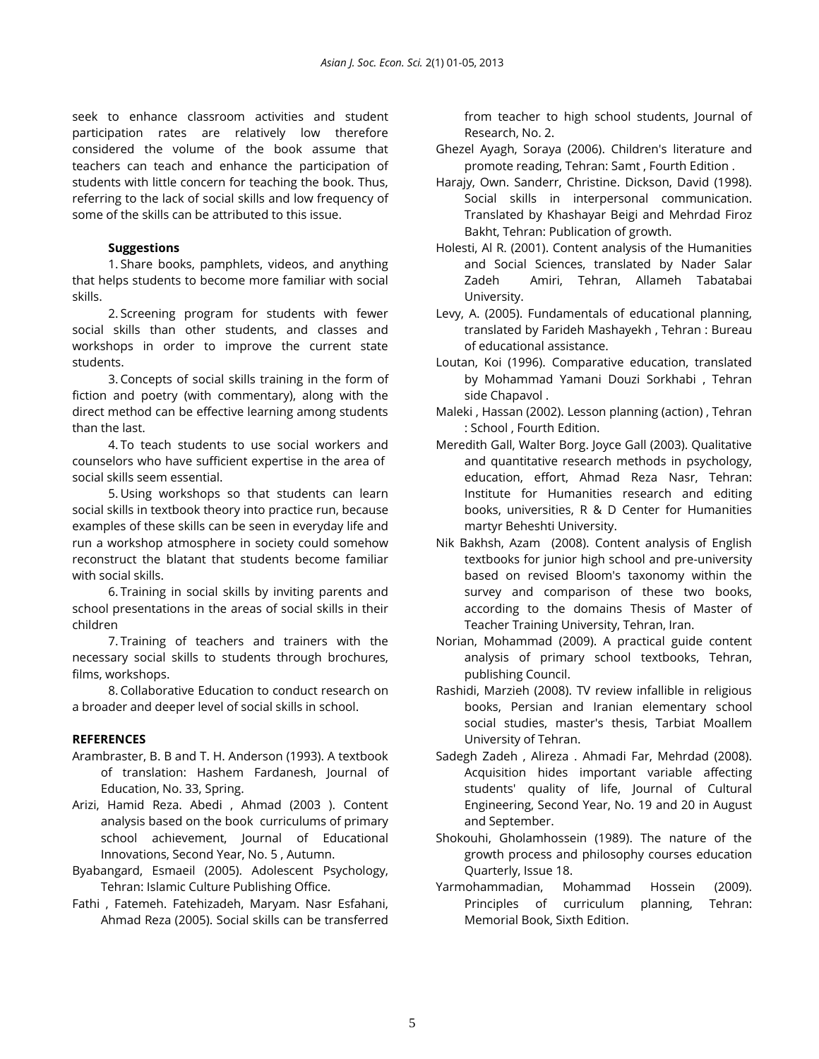seek to enhance classroom activities and student participation rates are relatively low therefore considered the volume of the book assume that teachers can teach and enhance the participation of students with little concern for teaching the book. Thus, referring to the lack of social skills and low frequency of some of the skills can be attributed to this issue.

### Suggestions

1. Share books, pamphlets, videos, and anything that helps students to become more familiar with social skills.
2. Screening program for students with fewer social skills than other students, and classes and workshops in order to improve the current state students.
3. Concepts of social skills training in the form of fiction and poetry (with commentary), along with the direct method can be effective learning among students than the last.
4. To teach students to use social workers and counselors who have sufficient expertise in the area of social skills seem essential.
5. Using workshops so that students can learn social skills in textbook theory into practice run, because examples of these skills can be seen in everyday life and run a workshop atmosphere in society could somehow reconstruct the blatant that students become familiar with social skills.
6. Training in social skills by inviting parents and school presentations in the areas of social skills in their children
7. Training of teachers and trainers with the necessary social skills to students through brochures, films, workshops.
8. Collaborative Education to conduct research on a broader and deeper level of social skills in school.

## REFERENCES

Arambraster, B. B and T. H. Anderson (1993). A textbook of translation: Hashem Fardanesh, Journal of Education, No. 33, Spring.

Arizi, Hamid Reza. Abedi , Ahmad (2003 ). Content analysis based on the book curriculums of primary school achievement, Journal of Educational Innovations, Second Year, No. 5 , Autumn.

Byabangard, Esmaeil (2005). Adolescent Psychology, Tehran: Islamic Culture Publishing Office.

Fathi , Fatemeh. Fatehizadeh, Maryam. Nasr Esfahani, Ahmad Reza (2005). Social skills can be transferred from teacher to high school students, Journal of Research, No. 2.

Ghezel Ayagh, Soraya (2006). Children's literature and promote reading, Tehran: Samt , Fourth Edition .

Harajy, Own. Sanderr, Christine. Dickson, David (1998). Social skills in interpersonal communication. Translated by Khashayar Beigi and Mehrdad Firoz Bakht, Tehran: Publication of growth.

Holesti, Al R. (2001). Content analysis of the Humanities and Social Sciences, translated by Nader Salar Zadeh Amiri, Tehran, Allameh Tabatabai University.

Levy, A. (2005). Fundamentals of educational planning, translated by Farideh Mashayekh , Tehran : Bureau of educational assistance.

Loutan, Koi (1996). Comparative education, translated by Mohammad Yamani Douzi Sorkhabi , Tehran side Chapavol .

Maleki , Hassan (2002). Lesson planning (action) , Tehran : School , Fourth Edition.

Meredith Gall, Walter Borg. Joyce Gall (2003). Qualitative and quantitative research methods in psychology, education, effort, Ahmad Reza Nasr, Tehran: Institute for Humanities research and editing books, universities, R & D Center for Humanities martyr Beheshti University.

Nik Bakhsh, Azam (2008). Content analysis of English textbooks for junior high school and pre-university based on revised Bloom's taxonomy within the survey and comparison of these two books, according to the domains Thesis of Master of Teacher Training University, Tehran, Iran.

Norian, Mohammad (2009). A practical guide content analysis of primary school textbooks, Tehran, publishing Council.

Rashidi, Marzieh (2008). TV review infallible in religious books, Persian and Iranian elementary school social studies, master's thesis, Tarbiat Moallem University of Tehran.

Sadegh Zadeh , Alireza . Ahmadi Far, Mehrdad (2008). Acquisition hides important variable affecting students' quality of life, Journal of Cultural Engineering, Second Year, No. 19 and 20 in August and September.

Shokouhi, Gholamhossein (1989). The nature of the growth process and philosophy courses education Quarterly, Issue 18.

Yarmohammadian, Mohammad Hossein (2009). Principles of curriculum planning, Tehran: Memorial Book, Sixth Edition.